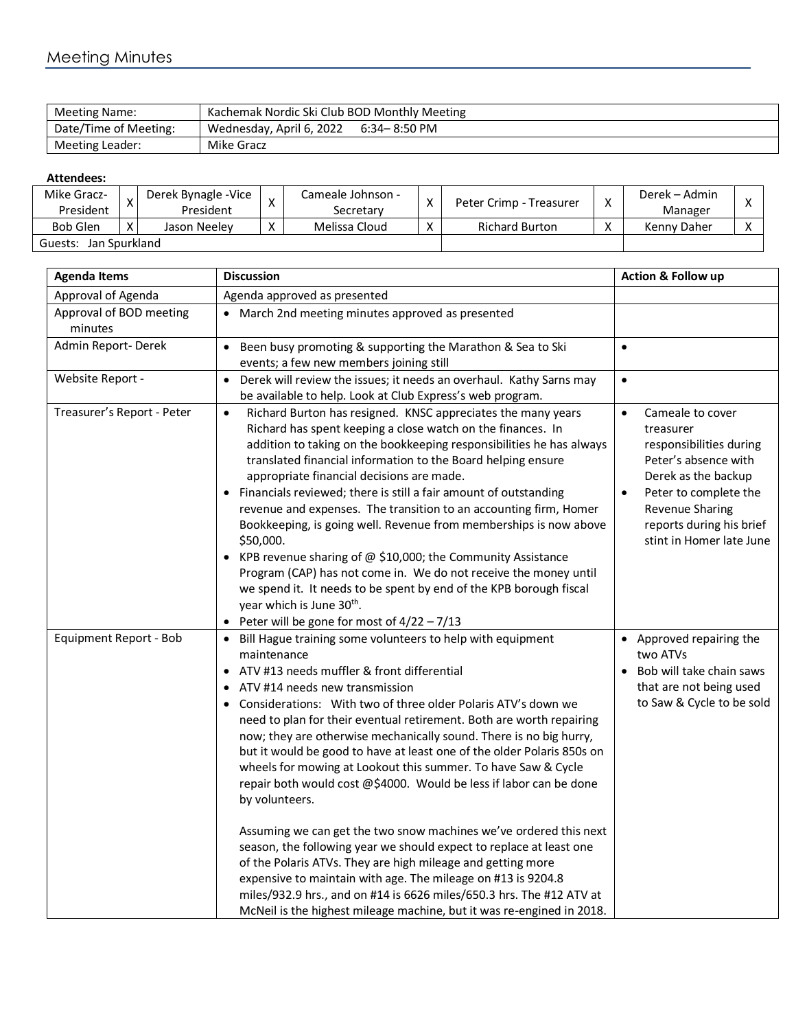## Meeting Minutes

| Meeting Name: | Kachemak Nordic Ski Club BOD Monthly Meeting |
|---|---|
| Date/Time of Meeting: | Wednesday, April 6, 2022 6:34– 8:50 PM |
| Meeting Leader: | Mike Gracz |

**Attendees:**

| | | | | | | | | | |
|---|---|---|---|---|---|---|---|---|---|
| Mike Gracz- President | X | Derek Bynagle -Vice President | X | Cameale Johnson - Secretary | X | Peter Crimp - Treasurer | X | Derek – Admin Manager | X |
| Bob Glen | X | Jason Neeley | X | Melissa Cloud | X | Richard Burton | X | Kenny Daher | X |
| Guests: Jan Spurkland | | | | | | | | | |

| Agenda Items | Discussion | Action & Follow up |
|---|---|---|
| Approval of Agenda | Agenda approved as presented | |
| Approval of BOD meeting minutes | • March 2nd meeting minutes approved as presented | |
| Admin Report- Derek | • Been busy promoting & supporting the Marathon & Sea to Ski events; a few new members joining still | • |
| Website Report - | • Derek will review the issues; it needs an overhaul. Kathy Sarns may be available to help. Look at Club Express's web program. | • |
| Treasurer's Report - Peter | • Richard Burton has resigned. KNSC appreciates the many years Richard has spent keeping a close watch on the finances. In addition to taking on the bookkeeping responsibilities he has always translated financial information to the Board helping ensure appropriate financial decisions are made.<br>• Financials reviewed; there is still a fair amount of outstanding revenue and expenses. The transition to an accounting firm, Homer Bookkeeping, is going well. Revenue from memberships is now above $50,000.<br>• KPB revenue sharing of @ $10,000; the Community Assistance Program (CAP) has not come in. We do not receive the money until we spend it. It needs to be spent by end of the KPB borough fiscal year which is June 30th.<br>• Peter will be gone for most of 4/22 – 7/13 | • Cameale to cover treasurer responsibilities during Peter's absence with Derek as the backup<br>• Peter to complete the Revenue Sharing reports during his brief stint in Homer late June |
| Equipment Report - Bob | • Bill Hague training some volunteers to help with equipment maintenance<br>• ATV #13 needs muffler & front differential<br>• ATV #14 needs new transmission<br>• Considerations: With two of three older Polaris ATV's down we need to plan for their eventual retirement. Both are worth repairing now; they are otherwise mechanically sound. There is no big hurry, but it would be good to have at least one of the older Polaris 850s on wheels for mowing at Lookout this summer. To have Saw & Cycle repair both would cost @$4000. Would be less if labor can be done by volunteers.<br><br>Assuming we can get the two snow machines we've ordered this next season, the following year we should expect to replace at least one of the Polaris ATVs. They are high mileage and getting more expensive to maintain with age. The mileage on #13 is 9204.8 miles/932.9 hrs., and on #14 is 6626 miles/650.3 hrs. The #12 ATV at McNeil is the highest mileage machine, but it was re-engined in 2018. | • Approved repairing the two ATVs<br>• Bob will take chain saws that are not being used to Saw & Cycle to be sold |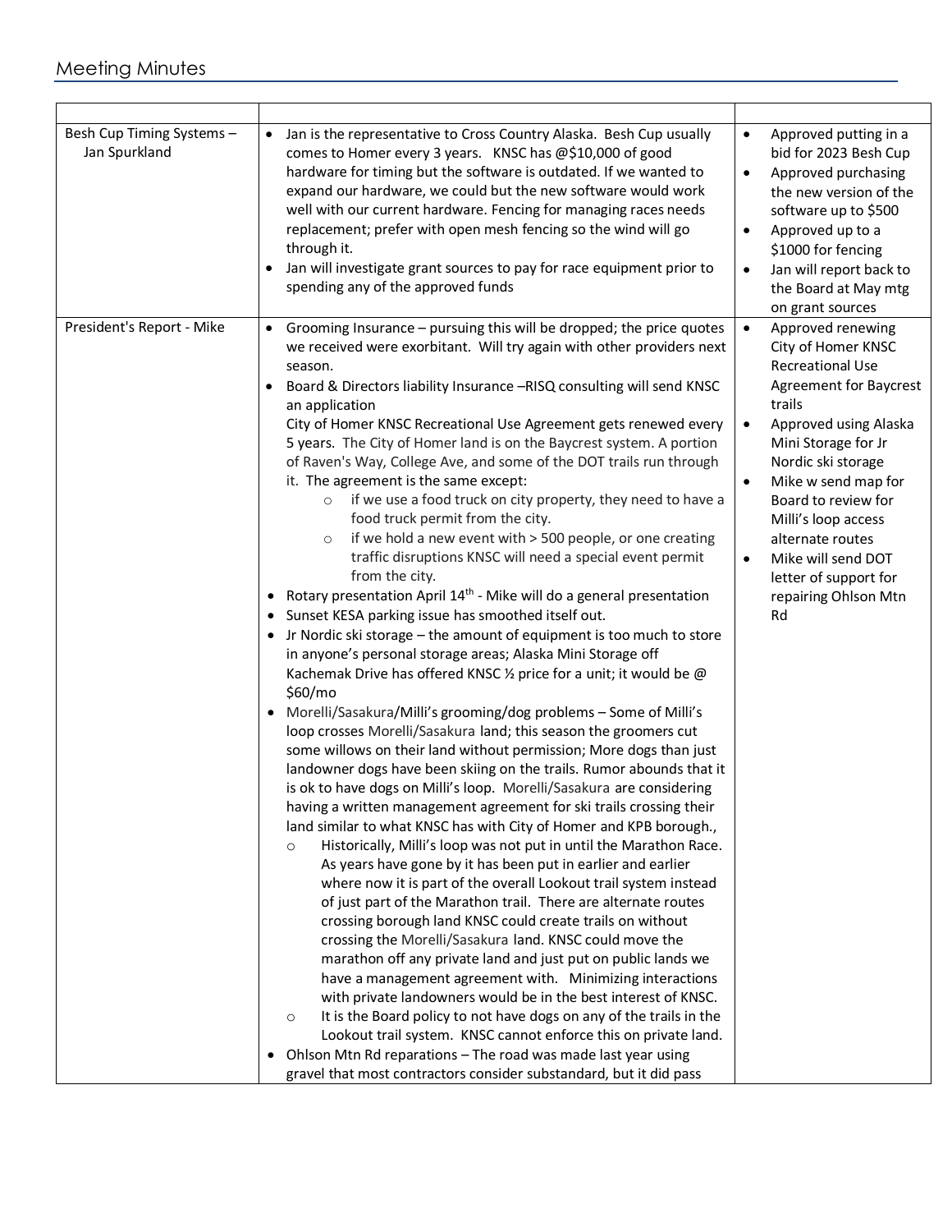## Meeting Minutes

| | | |
|---|---|---|
| Besh Cup Timing Systems – Jan Spurkland | • Jan is the representative to Cross Country Alaska. Besh Cup usually comes to Homer every 3 years. KNSC has @$10,000 of good hardware for timing but the software is outdated. If we wanted to expand our hardware, we could but the new software would work well with our current hardware. Fencing for managing races needs replacement; prefer with open mesh fencing so the wind will go through it.<br>• Jan will investigate grant sources to pay for race equipment prior to spending any of the approved funds | • Approved putting in a bid for 2023 Besh Cup<br>• Approved purchasing the new version of the software up to $500<br>• Approved up to a $1000 for fencing<br>• Jan will report back to the Board at May mtg on grant sources |
| President's Report - Mike | • Grooming Insurance – pursuing this will be dropped; the price quotes we received were exorbitant. Will try again with other providers next season.<br>• Board & Directors liability Insurance –RISQ consulting will send KNSC an application<br>City of Homer KNSC Recreational Use Agreement gets renewed every 5 years. The City of Homer land is on the Baycrest system. A portion of Raven's Way, College Ave, and some of the DOT trails run through it. The agreement is the same except:<br>&nbsp;&nbsp;&nbsp;&nbsp;○ if we use a food truck on city property, they need to have a food truck permit from the city.<br>&nbsp;&nbsp;&nbsp;&nbsp;○ if we hold a new event with > 500 people, or one creating traffic disruptions KNSC will need a special event permit from the city.<br>• Rotary presentation April 14th - Mike will do a general presentation<br>• Sunset KESA parking issue has smoothed itself out.<br>• Jr Nordic ski storage – the amount of equipment is too much to store in anyone's personal storage areas; Alaska Mini Storage off Kachemak Drive has offered KNSC ½ price for a unit; it would be @ $60/mo<br>• Morelli/Sasakura/Milli's grooming/dog problems – Some of Milli's loop crosses Morelli/Sasakura land; this season the groomers cut some willows on their land without permission; More dogs than just landowner dogs have been skiing on the trails. Rumor abounds that it is ok to have dogs on Milli's loop. Morelli/Sasakura are considering having a written management agreement for ski trails crossing their land similar to what KNSC has with City of Homer and KPB borough.,<br>&nbsp;&nbsp;&nbsp;&nbsp;○ Historically, Milli's loop was not put in until the Marathon Race. As years have gone by it has been put in earlier and earlier where now it is part of the overall Lookout trail system instead of just part of the Marathon trail. There are alternate routes crossing borough land KNSC could create trails on without crossing the Morelli/Sasakura land. KNSC could move the marathon off any private land and just put on public lands we have a management agreement with. Minimizing interactions with private landowners would be in the best interest of KNSC.<br>&nbsp;&nbsp;&nbsp;&nbsp;○ It is the Board policy to not have dogs on any of the trails in the Lookout trail system. KNSC cannot enforce this on private land.<br>• Ohlson Mtn Rd reparations – The road was made last year using gravel that most contractors consider substandard, but it did pass | • Approved renewing City of Homer KNSC Recreational Use Agreement for Baycrest trails<br>• Approved using Alaska Mini Storage for Jr Nordic ski storage<br>• Mike w send map for Board to review for Milli's loop access alternate routes<br>• Mike will send DOT letter of support for repairing Ohlson Mtn Rd |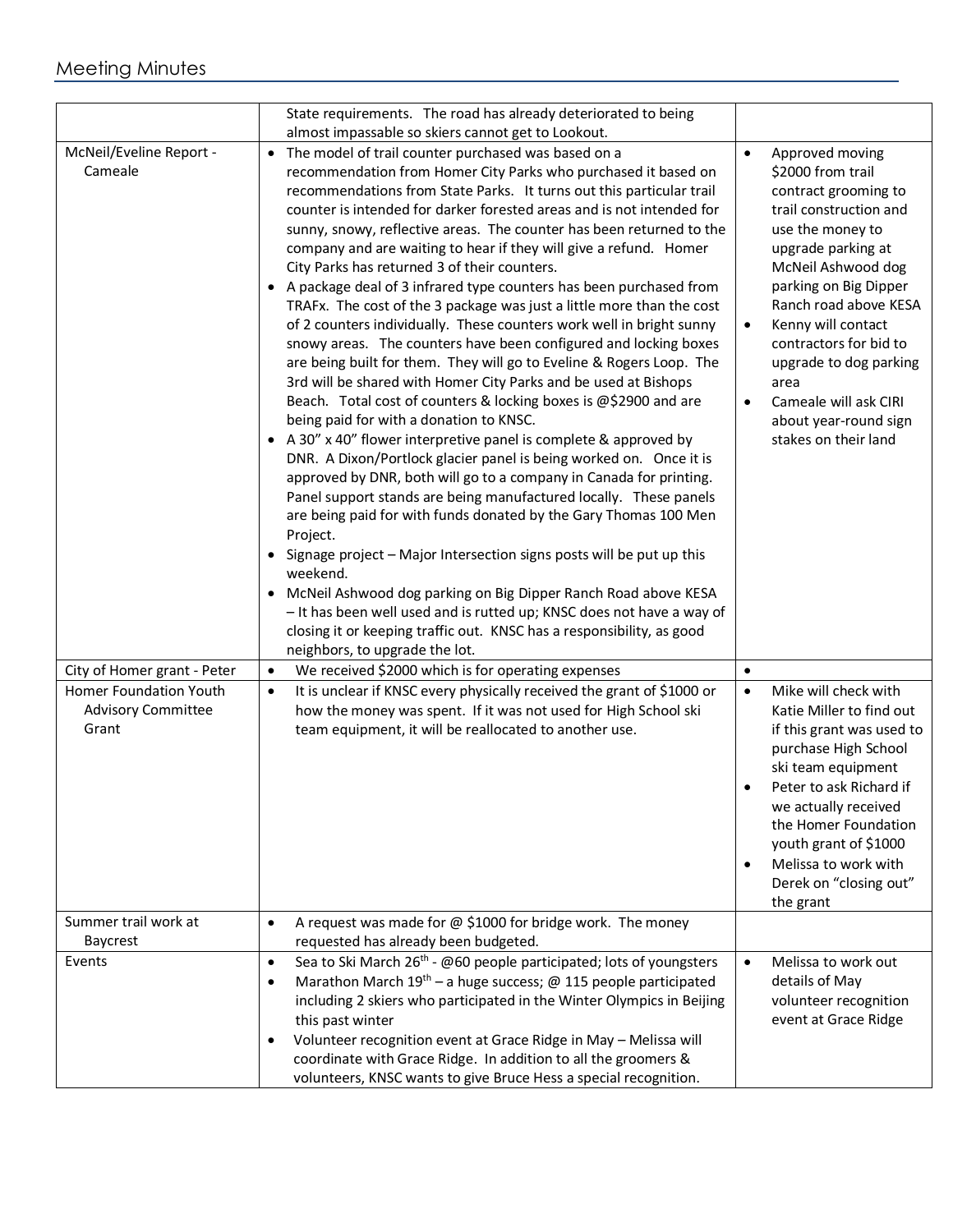## Meeting Minutes

| | | |
|---|---|---|
| | State requirements. The road has already deteriorated to being almost impassable so skiers cannot get to Lookout. | |
| McNeil/Eveline Report - Cameale | • The model of trail counter purchased was based on a recommendation from Homer City Parks who purchased it based on recommendations from State Parks. It turns out this particular trail counter is intended for darker forested areas and is not intended for sunny, snowy, reflective areas. The counter has been returned to the company and are waiting to hear if they will give a refund. Homer City Parks has returned 3 of their counters.<br>• A package deal of 3 infrared type counters has been purchased from TRAFx. The cost of the 3 package was just a little more than the cost of 2 counters individually. These counters work well in bright sunny snowy areas. The counters have been configured and locking boxes are being built for them. They will go to Eveline & Rogers Loop. The 3rd will be shared with Homer City Parks and be used at Bishops Beach. Total cost of counters & locking boxes is @$2900 and are being paid for with a donation to KNSC.<br>• A 30" x 40" flower interpretive panel is complete & approved by DNR. A Dixon/Portlock glacier panel is being worked on. Once it is approved by DNR, both will go to a company in Canada for printing. Panel support stands are being manufactured locally. These panels are being paid for with funds donated by the Gary Thomas 100 Men Project.<br>• Signage project – Major Intersection signs posts will be put up this weekend.<br>• McNeil Ashwood dog parking on Big Dipper Ranch Road above KESA – It has been well used and is rutted up; KNSC does not have a way of closing it or keeping traffic out. KNSC has a responsibility, as good neighbors, to upgrade the lot. | • Approved moving $2000 from trail contract grooming to trail construction and use the money to upgrade parking at McNeil Ashwood dog parking on Big Dipper Ranch road above KESA<br>• Kenny will contact contractors for bid to upgrade to dog parking area<br>• Cameale will ask CIRI about year-round sign stakes on their land |
| City of Homer grant - Peter | • We received $2000 which is for operating expenses | • |
| Homer Foundation Youth Advisory Committee Grant | • It is unclear if KNSC every physically received the grant of $1000 or how the money was spent. If it was not used for High School ski team equipment, it will be reallocated to another use. | • Mike will check with Katie Miller to find out if this grant was used to purchase High School ski team equipment<br>• Peter to ask Richard if we actually received the Homer Foundation youth grant of $1000<br>• Melissa to work with Derek on "closing out" the grant |
| Summer trail work at Baycrest | • A request was made for @ $1000 for bridge work. The money requested has already been budgeted. | |
| Events | • Sea to Ski March 26th - @60 people participated; lots of youngsters<br>• Marathon March 19th – a huge success; @ 115 people participated including 2 skiers who participated in the Winter Olympics in Beijing this past winter<br>• Volunteer recognition event at Grace Ridge in May – Melissa will coordinate with Grace Ridge. In addition to all the groomers & volunteers, KNSC wants to give Bruce Hess a special recognition. | • Melissa to work out details of May volunteer recognition event at Grace Ridge |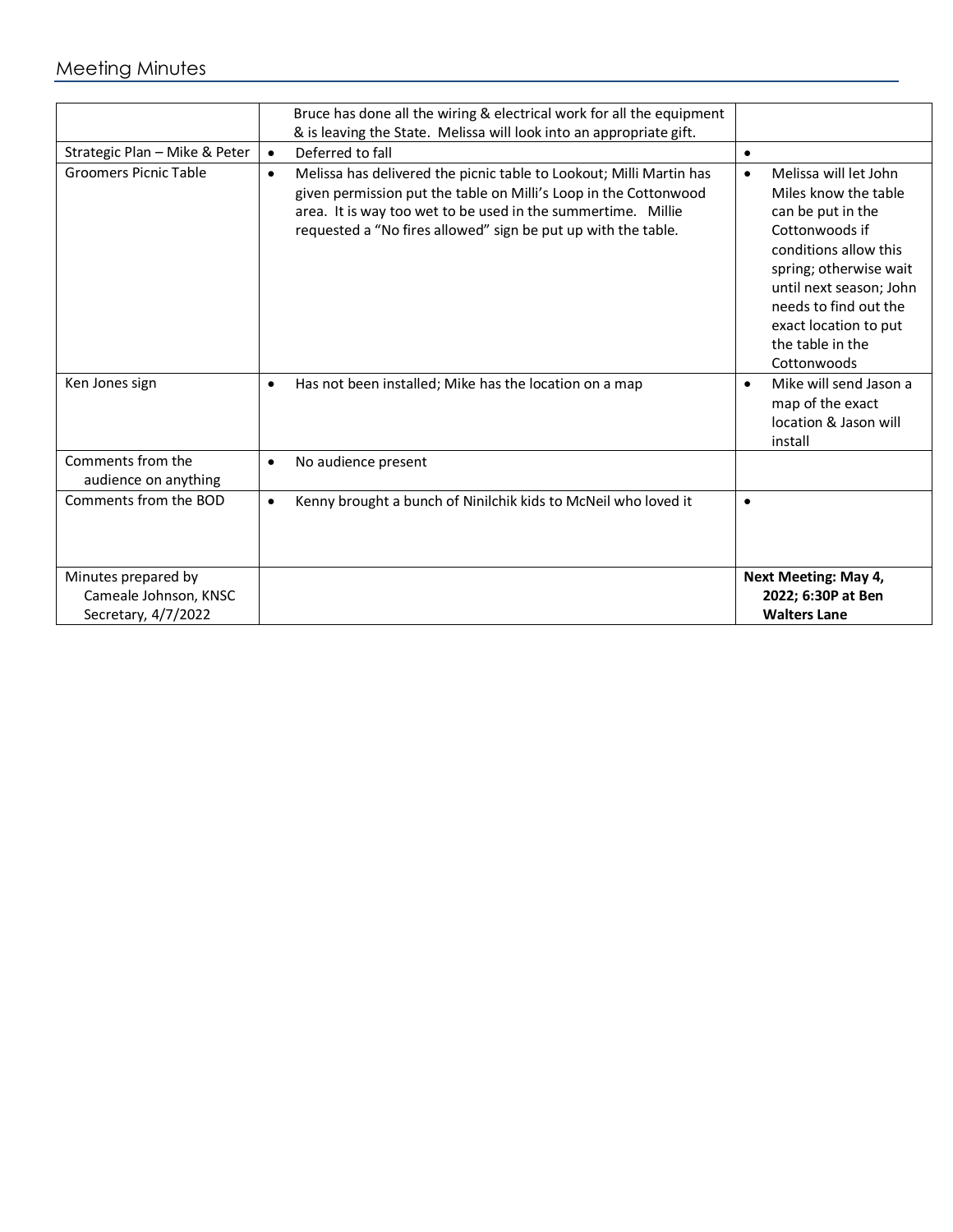| | | |
|---|---|---|
| | Bruce has done all the wiring & electrical work for all the equipment & is leaving the State. Melissa will look into an appropriate gift. | |
| Strategic Plan – Mike & Peter | • Deferred to fall | • |
| Groomers Picnic Table | • Melissa has delivered the picnic table to Lookout; Milli Martin has given permission put the table on Milli's Loop in the Cottonwood area. It is way too wet to be used in the summertime. Millie requested a "No fires allowed" sign be put up with the table. | • Melissa will let John Miles know the table can be put in the Cottonwoods if conditions allow this spring; otherwise wait until next season; John needs to find out the exact location to put the table in the Cottonwoods |
| Ken Jones sign | • Has not been installed; Mike has the location on a map | • Mike will send Jason a map of the exact location & Jason will install |
| Comments from the audience on anything | • No audience present | |
| Comments from the BOD | • Kenny brought a bunch of Ninilchik kids to McNeil who loved it | • |
| Minutes prepared by Cameale Johnson, KNSC Secretary, 4/7/2022 | | **Next Meeting: May 4, 2022; 6:30P at Ben Walters Lane** |